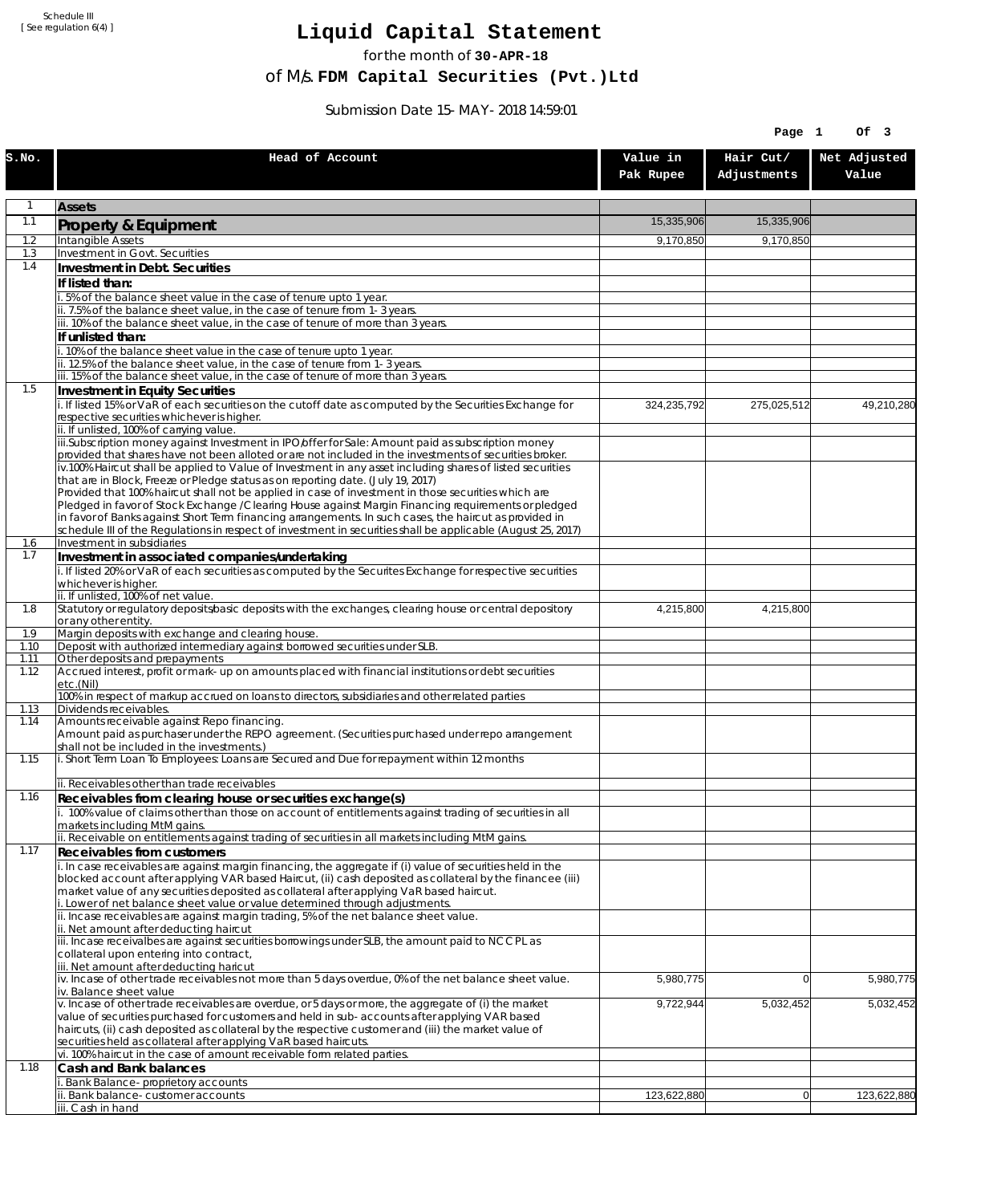Schedule III
[ See regulation 6(4) ]

# Liquid Capital Statement

for the month of **30-APR-18**

of M/s. **FDM Capital Securities (Pvt.)Ltd**

Submission Date 15-MAY-2018 14:59:01

| S.No. | Head of Account | Value in Pak Rupee | Hair Cut/ Adjustments | Net Adjusted Value |
|---|---|---|---|---|
| 1 | **Assets** | | | |
| 1.1 | **Property & Equipment** | 15,335,906 | 15,335,906 | |
| 1.2 | Intangible Assets | 9,170,850 | 9,170,850 | |
| 1.3 | Investment in Govt. Securities | | | |
| 1.4 | **Investment in Debt. Securities** | | | |
| | **If listed than:** | | | |
| | i. 5% of the balance sheet value in the case of tenure upto 1 year. | | | |
| | ii. 7.5% of the balance sheet value, in the case of tenure from 1-3 years. | | | |
| | iii. 10% of the balance sheet value, in the case of tenure of more than 3 years. | | | |
| | **If unlisted than:** | | | |
| | i. 10% of the balance sheet value in the case of tenure upto 1 year. | | | |
| | ii. 12.5% of the balance sheet value, in the case of tenure from 1-3 years. | | | |
| | iii. 15% of the balance sheet value, in the case of tenure of more than 3 years. | | | |
| 1.5 | **Investment in Equity Securities** | | | |
| | i. If listed 15% or VaR of each securities on the cutoff date as computed by the Securities Exchange for respective securities whichever is higher. | 324,235,792 | 275,025,512 | 49,210,280 |
| | ii. If unlisted, 100% of carrying value. | | | |
| | iii.Subscription money against Investment in IPO/offer for Sale: Amount paid as subscription money provided that shares have not been alloted or are not included in the investments of securities broker. | | | |
| | iv.100% Haircut shall be applied to Value of Investment in any asset including shares of listed securities that are in Block, Freeze or Pledge status as on reporting date. (July 19, 2017)<br>Provided that 100% haircut shall not be applied in case of investment in those securities which are Pledged in favor of Stock Exchange / Clearing House against Margin Financing requirements or pledged in favor of Banks against Short Term financing arrangements. In such cases, the haircut as provided in schedule III of the Regulations in respect of investment in securities shall be applicable (August 25, 2017) | | | |
| 1.6 | Investment in subsidiaries | | | |
| 1.7 | **Investment in associated companies/undertaking** | | | |
| | i. If listed 20% or VaR of each securities as computed by the Securites Exchange for respective securities whichever is higher. | | | |
| | ii. If unlisted, 100% of net value. | | | |
| 1.8 | Statutory or regulatory deposits/basic deposits with the exchanges, clearing house or central depository or any other entity. | 4,215,800 | 4,215,800 | |
| 1.9 | Margin deposits with exchange and clearing house. | | | |
| 1.10 | Deposit with authorized intermediary against borrowed securities under SLB. | | | |
| 1.11 | Other deposits and prepayments | | | |
| 1.12 | Accrued interest, profit or mark-up on amounts placed with financial institutions or debt securities etc.(Nil) | | | |
| | 100% in respect of markup accrued on loans to directors, subsidiaries and other related parties | | | |
| 1.13 | Dividends receivables. | | | |
| 1.14 | Amounts receivable against Repo financing.<br>Amount paid as purchaser under the REPO agreement. (Securities purchased under repo arrangement shall not be included in the investments.) | | | |
| 1.15 | i. Short Term Loan To Employees: Loans are Secured and Due for repayment within 12 months | | | |
| | ii. Receivables other than trade receivables | | | |
| 1.16 | **Receivables from clearing house or securities exchange(s)** | | | |
| | i. 100% value of claims other than those on account of entitlements against trading of securities in all markets including MtM gains. | | | |
| | ii. Receivable on entitlements against trading of securities in all markets including MtM gains. | | | |
| 1.17 | **Receivables from customers** | | | |
| | i. In case receivables are against margin financing, the aggregate if (i) value of securities held in the blocked account after applying VAR based Haircut, (ii) cash deposited as collateral by the financee (iii) market value of any securities deposited as collateral after applying VaR based haircut.<br>i. Lower of net balance sheet value or value determined through adjustments. | | | |
| | ii. Incase receivables are against margin trading, 5% of the net balance sheet value.<br>ii. Net amount after deducting haircut | | | |
| | iii. Incase receivalbes are against securities borrowings under SLB, the amount paid to NCCPL as collateral upon entering into contract,<br>iii. Net amount after deducting haricut | | | |
| | iv. Incase of other trade receivables not more than 5 days overdue, 0% of the net balance sheet value.<br>iv. Balance sheet value | 5,980,775 | 0 | 5,980,775 |
| | v. Incase of other trade receivables are overdue, or 5 days or more, the aggregate of (i) the market value of securities purchased for customers and held in sub-accounts after applying VAR based haircuts, (ii) cash deposited as collateral by the respective customer and (iii) the market value of securities held as collateral after applying VaR based haircuts. | 9,722,944 | 5,032,452 | 5,032,452 |
| | vi. 100% haircut in the case of amount receivable form related parties. | | | |
| 1.18 | **Cash and Bank balances** | | | |
| | i. Bank Balance-proprietory accounts | | | |
| | ii. Bank balance-customer accounts | 123,622,880 | 0 | 123,622,880 |
| | iii. Cash in hand | | | |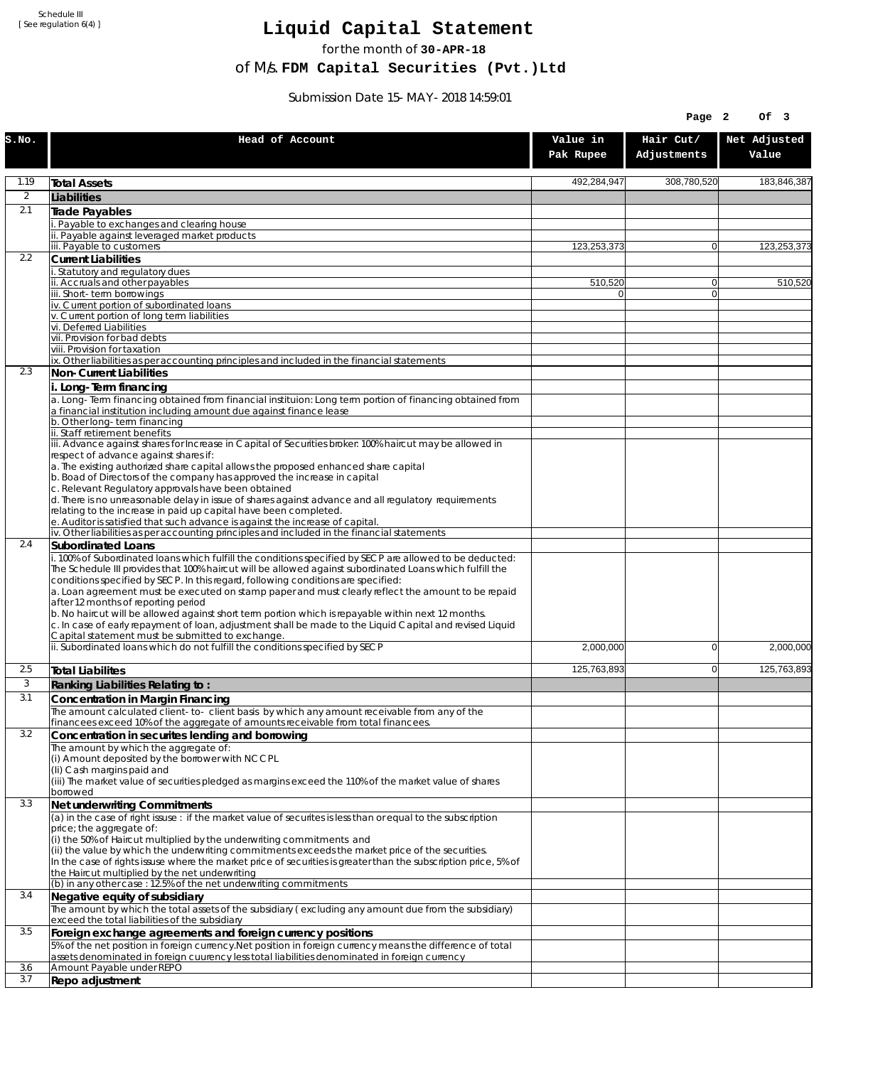Schedule III
[ See regulation 6(4) ]

# Liquid Capital Statement

for the month of **30-APR-18**

of M/s. **FDM Capital Securities (Pvt.)Ltd**

Submission Date 15-MAY-2018 14:59:01

| S.No. | Head of Account | Value in Pak Rupee | Hair Cut/ Adjustments | Net Adjusted Value |
|---|---|---|---|---|
| 1.19 | **Total Assets** | 492,284,947 | 308,780,520 | 183,846,387 |
| 2 | **Liabilities** | | | |
| 2.1 | **Trade Payables** | | | |
| | i. Payable to exchanges and clearing house | | | |
| | ii. Payable against leveraged market products | | | |
| | iii. Payable to customers | 123,253,373 | 0 | 123,253,373 |
| 2.2 | **Current Liabilities** | | | |
| | i. Statutory and regulatory dues | | | |
| | ii. Accruals and other payables | 510,520 | 0 | 510,520 |
| | iii. Short-term borrowings | 0 | 0 | |
| | iv. Current portion of subordinated loans | | | |
| | v. Current portion of long term liabilities | | | |
| | vi. Deferred Liabilities | | | |
| | vii. Provision for bad debts | | | |
| | viii. Provision for taxation | | | |
| | ix. Other liabilities as per accounting principles and included in the financial statements | | | |
| 2.3 | **Non-Current Liabilities** | | | |
| | **i. Long-Term financing** | | | |
| | a. Long-Term financing obtained from financial instituion: Long term portion of financing obtained from a financial institution including amount due against finance lease | | | |
| | b. Other long-term financing | | | |
| | ii. Staff retirement benefits | | | |
| | iii. Advance against shares for Increase in Capital of Securities broker: 100% haircut may be allowed in respect of advance against shares if:<br>a. The existing authorized share capital allows the proposed enhanced share capital<br>b. Boad of Directors of the company has approved the increase in capital<br>c. Relevant Regulatory approvals have been obtained<br>d. There is no unreasonable delay in issue of shares against advance and all regulatory requirements relating to the increase in paid up capital have been completed.<br>e. Auditor is satisfied that such advance is against the increase of capital. | | | |
| | iv. Other liabilities as per accounting principles and included in the financial statements | | | |
| 2.4 | **Subordinated Loans** | | | |
| | i. 100% of Subordinated loans which fulfill the conditions specified by SECP are allowed to be deducted:<br>The Schedule III provides that 100% haircut will be allowed against subordinated Loans which fulfill the conditions specified by SECP. In this regard, following conditions are specified:<br>a. Loan agreement must be executed on stamp paper and must clearly reflect the amount to be repaid after 12 months of reporting period<br>b. No haircut will be allowed against short term portion which is repayable within next 12 months.<br>c. In case of early repayment of loan, adjustment shall be made to the Liquid Capital and revised Liquid Capital statement must be submitted to exchange. | | | |
| | ii. Subordinated loans which do not fulfill the conditions specified by SECP | 2,000,000 | 0 | 2,000,000 |
| 2.5 | **Total Liabilites** | 125,763,893 | 0 | 125,763,893 |
| 3 | **Ranking Liabilities Relating to :** | | | |
| 3.1 | **Concentration in Margin Financing** | | | |
| | The amount calculated client-to- client basis by which any amount receivable from any of the financees exceed 10% of the aggregate of amounts receivable from total financees. | | | |
| 3.2 | **Concentration in securites lending and borrowing** | | | |
| | The amount by which the aggregate of:<br>(i) Amount deposited by the borrower with NCCPL<br>(Ii) Cash margins paid and<br>(iii) The market value of securities pledged as margins exceed the 110% of the market value of shares borrowed | | | |
| 3.3 | **Net underwriting Commitments** | | | |
| | (a) in the case of right issuse : if the market value of securites is less than or equal to the subscription price; the aggregate of:<br>(i) the 50% of Haircut multiplied by the underwriting commitments and<br>(ii) the value by which the underwriting commitments exceeds the market price of the securities.<br>In the case of rights issuse where the market price of securities is greater than the subscription price, 5% of the Haircut multiplied by the net underwriting | | | |
| | (b) in any other case : 12.5% of the net underwriting commitments | | | |
| 3.4 | **Negative equity of subsidiary** | | | |
| | The amount by which the total assets of the subsidiary ( excluding any amount due from the subsidiary) exceed the total liabilities of the subsidiary | | | |
| 3.5 | **Foreign exchange agreements and foreign currency positions** | | | |
| | 5% of the net position in foreign currency.Net position in foreign currency means the difference of total assets denominated in foreign cuurency less total liabilities denominated in foreign currency | | | |
| 3.6 | Amount Payable under REPO | | | |
| 3.7 | **Repo adjustment** | | | |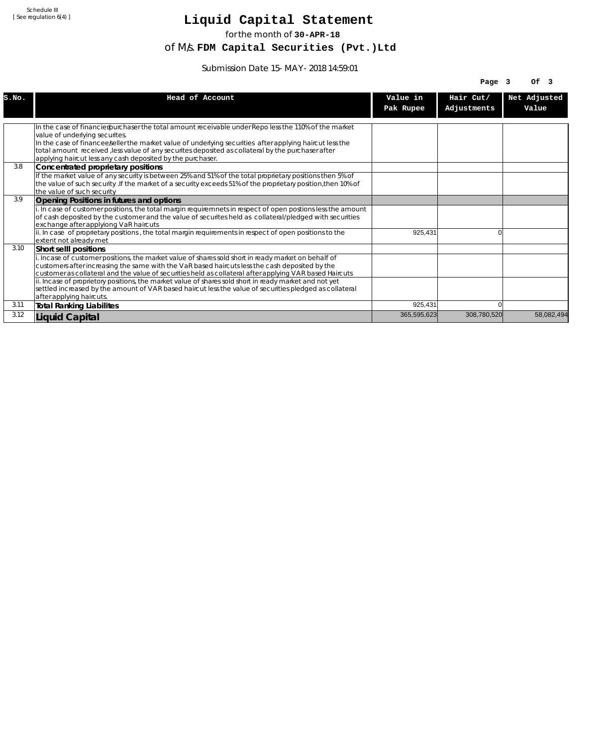Schedule III
[ See regulation 6(4) ]

# Liquid Capital Statement

for the month of **30-APR-18**

of M/s. **FDM Capital Securities (Pvt.)Ltd**

Submission Date 15-MAY-2018 14:59:01

| S.No. | Head of Account | Value in Pak Rupee | Hair Cut/ Adjustments | Net Adjusted Value |
|---|---|---|---|---|
| | In the case of financier/purchaser the total amount receivable under Repo less the 110% of the market value of underlying securites.<br>In the case of financee/seller the market value of underlying securities after applying haircut less the total amount received ,less value of any securites deposited as collateral by the purchaser after applying haircut less any cash deposited by the purchaser. | | | |
| 3.8 | **Concentrated proprietary positions** | | | |
| | If the market value of any security is between 25% and 51% of the total proprietary positions then 5% of the value of such security .If the market of a security exceeds 51% of the proprietary position,then 10% of the value of such security | | | |
| 3.9 | **Opening Positions in futures and options** | | | |
| | i. In case of customer positions, the total margin requiremnets in respect of open postions less the amount of cash deposited by the customer and the value of securites held as collateral/pledged with securities exchange after applyiong VaR haircuts | | | |
| | ii. In case of proprietary positions , the total margin requirements in respect of open positions to the extent not already met | 925,431 | 0 | |
| 3.10 | **Short selll positions** | | | |
| | i. Incase of customer positions, the market value of shares sold short in ready market on behalf of customers after increasing the same with the VaR based haircuts less the cash deposited by the customer as collateral and the value of securities held as collateral after applying VAR based Haircuts | | | |
| | ii. Incase of proprietory positions, the market value of shares sold short in ready market and not yet settled increased by the amount of VAR based haircut less the value of securities pledged as collateral after applying haircuts. | | | |
| 3.11 | **Total Ranking Liabilites** | 925,431 | 0 | |
| 3.12 | **Liquid Capital** | 365,595,623 | 308,780,520 | 58,082,494 |